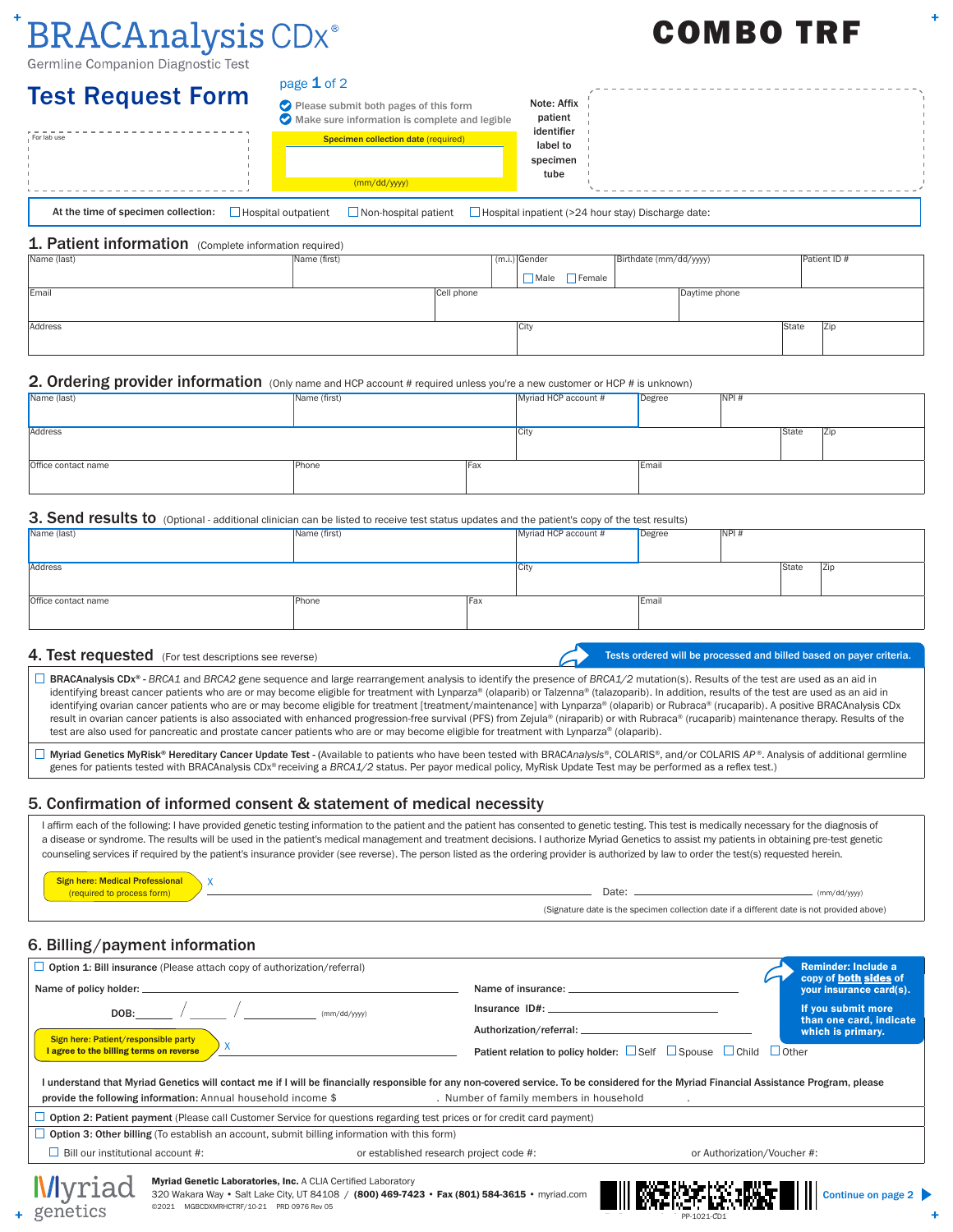# BRACAnalysis CDx®

Germline Companion Diagnostic Test

**COMBO TRF**

## Test Request Form

page **1** of 2

- Please submit both pages of this form
- Make sure information is complete and legible

For lab use

**Specimen collection date** (required)

(mm/dd/yyyy)

Note: Affix patient identifier label to specimen tube

**At the time of specimen collection:** ☐ Hospital outpatient ☐ Non-hospital patient ☐ Hospital inpatient (>24 hour stay) Discharge date:

## 1. Patient information (Complete information required)

| Name (last) | Name (first) | (m.i.) | Gender ☐ Male ☐ Female | Birthdate (mm/dd/yyyy) | Patient ID # |
|---|---|---|---|---|---|
| | | | | | |

| Email | Cell phone | Daytime phone |
|---|---|---|
| | | |

| Address | City | State | Zip |
|---|---|---|---|
| | | | |

## 2. Ordering provider information (Only name and HCP account # required unless you're a new customer or HCP # is unknown)

| Name (last) | Name (first) | Myriad HCP account # | Degree | NPI # |
|---|---|---|---|---|
| | | | | |

| Address | City | State | Zip |
|---|---|---|---|
| | | | |

| Office contact name | Phone | Fax | Email |
|---|---|---|---|
| | | | |

## 3. Send results to (Optional - additional clinician can be listed to receive test status updates and the patient's copy of the test results)

| Name (last) | Name (first) | Myriad HCP account # | Degree | NPI # |
|---|---|---|---|---|
| | | | | |

| Address | City | State | Zip |
|---|---|---|---|
| | | | |

| Office contact name | Phone | Fax | Email |
|---|---|---|---|
| | | | |

## 4. Test requested (For test descriptions see reverse)

**Tests ordered will be processed and billed based on payer criteria.**

☐ **BRACAnalysis CDx®** - *BRCA1* and *BRCA2* gene sequence and large rearrangement analysis to identify the presence of *BRCA1/2* mutation(s). Results of the test are used as an aid in identifying breast cancer patients who are or may become eligible for treatment with Lynparza® (olaparib) or Talzenna® (talazoparib). In addition, results of the test are used as an aid in identifying ovarian cancer patients who are or may become eligible for treatment [treatment/maintenance] with Lynparza® (olaparib) or Rubraca® (rucaparib). A positive BRACAnalysis CDx result in ovarian cancer patients is also associated with enhanced progression-free survival (PFS) from Zejula® (niraparib) or with Rubraca® (rucaparib) maintenance therapy. Results of the test are also used for pancreatic and prostate cancer patients who are or may become eligible for treatment with Lynparza® (olaparib).

☐ **Myriad Genetics MyRisk® Hereditary Cancer Update Test** - (Available to patients who have been tested with BRAC*Analysis*®, COLARIS®, and/or COLARIS *AP*®. Analysis of additional germline genes for patients tested with BRACAnalysis CDx® receiving a *BRCA1/2* status. Per payor medical policy, MyRisk Update Test may be performed as a reflex test.)

## 5. Confirmation of informed consent & statement of medical necessity

I affirm each of the following: I have provided genetic testing information to the patient and the patient has consented to genetic testing. This test is medically necessary for the diagnosis of a disease or syndrome. The results will be used in the patient's medical management and treatment decisions. I authorize Myriad Genetics to assist my patients in obtaining pre-test genetic counseling services if required by the patient's insurance provider (see reverse). The person listed as the ordering provider is authorized by law to order the test(s) requested herein.

**Sign here: Medical Professional** (required to process form) X ______________________ Date: ____________ (mm/dd/yyyy)

(Signature date is the specimen collection date if a different date is not provided above)

## 6. Billing/payment information

☐ **Option 1: Bill insurance** (Please attach copy of authorization/referral)

Name of policy holder: ______________________ Name of insurance: ______________________

DOB: ____ / ____ / ______ (mm/dd/yyyy) Insurance ID#: ______________________

Authorization/referral: ______________________

**Sign here: Patient/responsible party — I agree to the billing terms on reverse** X ______________________

Patient relation to policy holder: ☐ Self ☐ Spouse ☐ Child ☐ Other

**Reminder: Include a copy of both sides of your insurance card(s). If you submit more than one card, indicate which is primary.**

**I understand that Myriad Genetics will contact me if I will be financially responsible for any non-covered service. To be considered for the Myriad Financial Assistance Program, please provide the following information:** Annual household income $ ________. Number of family members in household ________.

☐ **Option 2: Patient payment** (Please call Customer Service for questions regarding test prices or for credit card payment)

☐ **Option 3: Other billing** (To establish an account, submit billing information with this form)

☐ Bill our institutional account #: ________ or established research project code #: ________ or Authorization/Voucher #: ________

Myriad genetics

**Myriad Genetic Laboratories, Inc.** A CLIA Certified Laboratory
320 Wakara Way • Salt Lake City, UT 84108 / **(800) 469-7423** • **Fax (801) 584-3615** • myriad.com
©2021 MGBCDXMRHCTRF/10-21 PRD 0976 Rev 05

PP-1021-CD1

Continue on page 2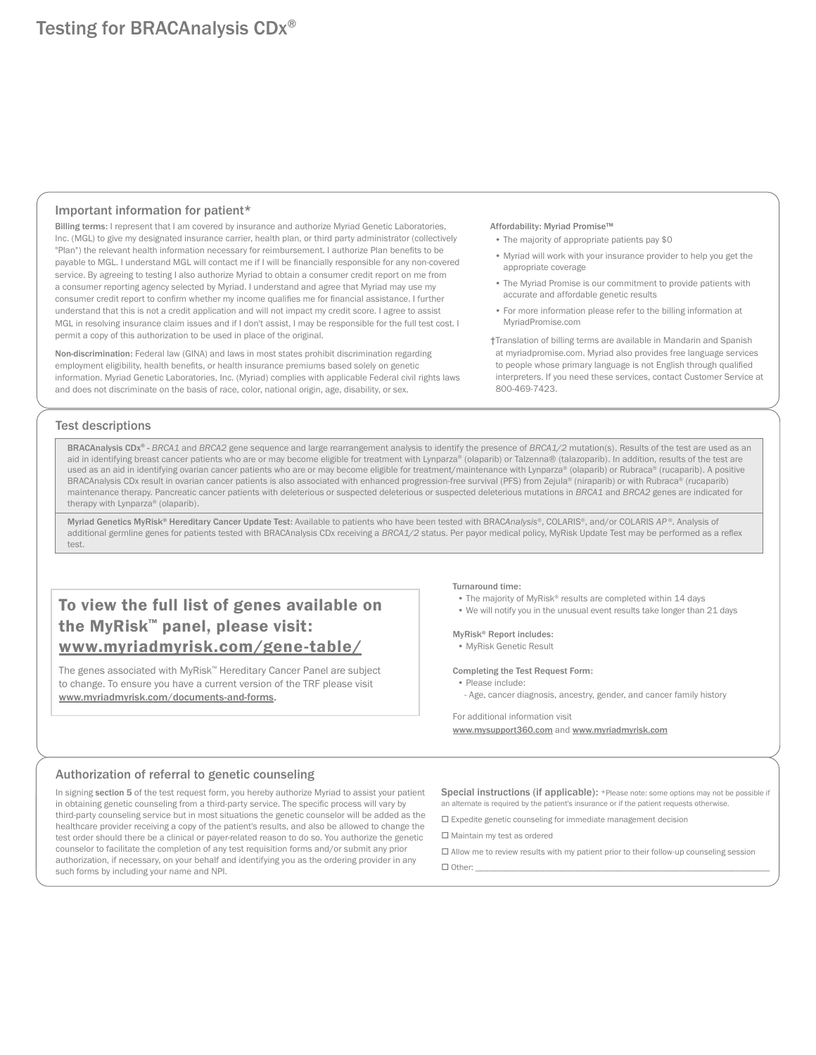# Testing for BRACAnalysis CDx®

## Important information for patient*

**Billing terms:** I represent that I am covered by insurance and authorize Myriad Genetic Laboratories, Inc. (MGL) to give my designated insurance carrier, health plan, or third party administrator (collectively "Plan") the relevant health information necessary for reimbursement. I authorize Plan benefits to be payable to MGL. I understand MGL will contact me if I will be financially responsible for any non-covered service. By agreeing to testing I also authorize Myriad to obtain a consumer credit report on me from a consumer reporting agency selected by Myriad. I understand and agree that Myriad may use my consumer credit report to confirm whether my income qualifies me for financial assistance. I further understand that this is not a credit application and will not impact my credit score. I agree to assist MGL in resolving insurance claim issues and if I don't assist, I may be responsible for the full test cost. I permit a copy of this authorization to be used in place of the original.

**Non-discrimination:** Federal law (GINA) and laws in most states prohibit discrimination regarding employment eligibility, health benefits, or health insurance premiums based solely on genetic information. Myriad Genetic Laboratories, Inc. (Myriad) complies with applicable Federal civil rights laws and does not discriminate on the basis of race, color, national origin, age, disability, or sex.

**Affordability: Myriad Promise™**

- The majority of appropriate patients pay $0
- Myriad will work with your insurance provider to help you get the appropriate coverage
- The Myriad Promise is our commitment to provide patients with accurate and affordable genetic results
- For more information please refer to the billing information at MyriadPromise.com

†Translation of billing terms are available in Mandarin and Spanish at myriadpromise.com. Myriad also provides free language services to people whose primary language is not English through qualified interpreters. If you need these services, contact Customer Service at 800-469-7423.

## Test descriptions

**BRACAnalysis CDx®** - *BRCA1* and *BRCA2* gene sequence and large rearrangement analysis to identify the presence of *BRCA1/2* mutation(s). Results of the test are used as an aid in identifying breast cancer patients who are or may become eligible for treatment with Lynparza® (olaparib) or Talzenna® (talazoparib). In addition, results of the test are used as an aid in identifying ovarian cancer patients who are or may become eligible for treatment/maintenance with Lynparza® (olaparib) or Rubraca® (rucaparib). A positive BRACAnalysis CDx result in ovarian cancer patients is also associated with enhanced progression-free survival (PFS) from Zejula® (niraparib) or with Rubraca® (rucaparib) maintenance therapy. Pancreatic cancer patients with deleterious or suspected deleterious or suspected deleterious mutations in *BRCA1* and *BRCA2* genes are indicated for therapy with Lynparza® (olaparib).

**Myriad Genetics MyRisk® Hereditary Cancer Update Test:** Available to patients who have been tested with BRAC*Analysis*®, COLARIS®, and/or COLARIS *AP*®. Analysis of additional germline genes for patients tested with BRACAnalysis CDx receiving a *BRCA1/2* status. Per payor medical policy, MyRisk Update Test may be performed as a reflex test.

### To view the full list of genes available on the MyRisk™ panel, please visit: www.myriadmyrisk.com/gene-table/

The genes associated with MyRisk™ Hereditary Cancer Panel are subject to change. To ensure you have a current version of the TRF please visit www.myriadmyrisk.com/documents-and-forms.

**Turnaround time:**

- The majority of MyRisk® results are completed within 14 days
- We will notify you in the unusual event results take longer than 21 days

**MyRisk® Report includes:**

- MyRisk Genetic Result

**Completing the Test Request Form:**

- Please include:
  - Age, cancer diagnosis, ancestry, gender, and cancer family history

For additional information visit www.mysupport360.com and www.myriadmyrisk.com

## Authorization of referral to genetic counseling

In signing **section 5** of the test request form, you hereby authorize Myriad to assist your patient in obtaining genetic counseling from a third-party service. The specific process will vary by third-party counseling service but in most situations the genetic counselor will be added as the healthcare provider receiving a copy of the patient's results, and also be allowed to change the test order should there be a clinical or payer-related reason to do so. You authorize the genetic counselor to facilitate the completion of any test requisition forms and/or submit any prior authorization, if necessary, on your behalf and identifying you as the ordering provider in any such forms by including your name and NPI.

**Special instructions (if applicable):** *Please note: some options may not be possible if an alternate is required by the patient's insurance or if the patient requests otherwise.

- ☐ Expedite genetic counseling for immediate management decision
- ☐ Maintain my test as ordered
- ☐ Allow me to review results with my patient prior to their follow-up counseling session
- ☐ Other: ______________________________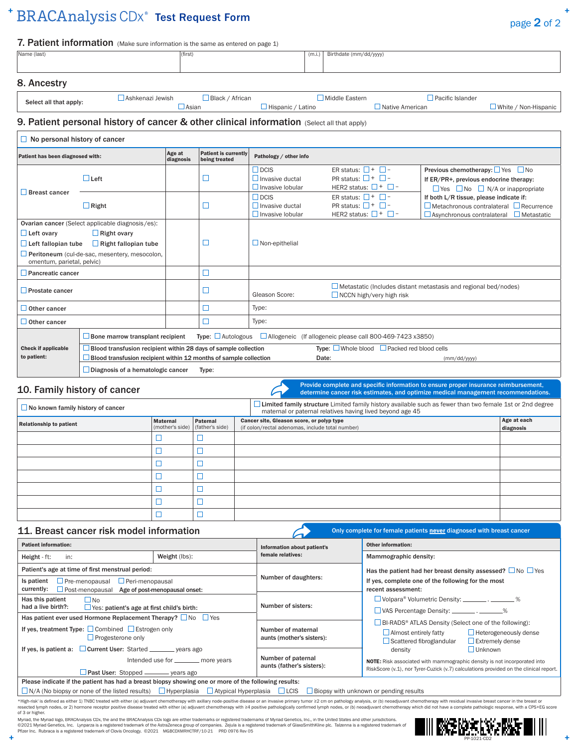# BRACAnalysis CDx® Test Request Form

## 7. Patient information (Make sure information is the same as entered on page 1)

| Name (last) | (first) | (m.i.) | Birthdate (mm/dd/yyyy) |
| --- | --- | --- | --- |
| | | | |

## 8. Ancestry

Select all that apply:
- ☐ Ashkenazi Jewish
- ☐ Asian
- ☐ Black / African
- ☐ Hispanic / Latino
- ☐ Middle Eastern
- ☐ Native American
- ☐ Pacific Islander
- ☐ White / Non-Hispanic

## 9. Patient personal history of cancer & other clinical information (Select all that apply)

☐ No personal history of cancer

| Patient has been diagnosed with: | | Age at diagnosis | Patient is currently being treated | Pathology / other info | | |
| --- | --- | --- | --- | --- | --- | --- |
| ☐ Breast cancer | ☐ Left | | ☐ | ☐ DCIS ☐ Invasive ductal ☐ Invasive lobular | ER status: ☐+ ☐– PR status: ☐+ ☐– HER2 status: ☐+ ☐– | Previous chemotherapy: ☐ Yes ☐ No If ER/PR+, previous endocrine therapy: ☐ Yes ☐ No ☐ N/A or inappropriate |
| | ☐ Right | | ☐ | ☐ DCIS ☐ Invasive ductal ☐ Invasive lobular | ER status: ☐+ ☐– PR status: ☐+ ☐– HER2 status: ☐+ ☐– | If both L/R tissue, please indicate if: ☐ Metachronous contralateral ☐ Recurrence ☐ Asynchronous contralateral ☐ Metastatic |
| Ovarian cancer (Select applicable diagnosis/es): ☐ Left ovary ☐ Right ovary ☐ Left fallopian tube ☐ Right fallopian tube ☐ Peritoneum (cul-de-sac, mesentery, mesocolon, omentum, parietal, pelvic) | | | ☐ | ☐ Non-epithelial | | |
| ☐ Pancreatic cancer | | | ☐ | | | |
| ☐ Prostate cancer | | | ☐ | Gleason Score: | ☐ Metastatic (Includes distant metastasis and regional bed/nodes) ☐ NCCN high/very high risk | |
| ☐ Other cancer | | | ☐ | Type: | | |
| ☐ Other cancer | | | ☐ | Type: | | |

**Check if applicable to patient:**
- ☐ Bone marrow transplant recipient — Type: ☐ Autologous ☐ Allogeneic (If allogeneic please call 800-469-7423 x3850)
- ☐ Blood transfusion recipient within 28 days of sample collection — Type: ☐ Whole blood ☐ Packed red blood cells
- ☐ Blood transfusion recipient within 12 months of sample collection — Date: (mm/dd/yyyy)
- ☐ Diagnosis of a hematologic cancer — Type:

## 10. Family history of cancer

Provide complete and specific information to ensure proper insurance reimbursement, determine cancer risk estimates, and optimize medical management recommendations.

☐ No known family history of cancer

☐ **Limited family structure** Limited family history available such as fewer than two female 1st or 2nd degree maternal or paternal relatives having lived beyond age 45

| Relationship to patient | Maternal (mother's side) | Paternal (father's side) | Cancer site, Gleason score, or polyp type (if colon/rectal adenomas, include total number) | Age at each diagnosis |
| --- | --- | --- | --- | --- |
| | ☐ | ☐ | | |
| | ☐ | ☐ | | |
| | ☐ | ☐ | | |
| | ☐ | ☐ | | |
| | ☐ | ☐ | | |
| | ☐ | ☐ | | |
| | ☐ | ☐ | | |

## 11. Breast cancer risk model information

Only complete for female patients **never** diagnosed with breast cancer

**Patient information:**

Height - ft: in: Weight (lbs):

Patient's age at time of first menstrual period:

Is patient currently: ☐ Pre-menopausal ☐ Peri-menopausal ☐ Post-menopausal Age of post-menopausal onset:

Has this patient had a live birth?: ☐ No ☐ Yes: patient's age at first child's birth:

Has patient ever used Hormone Replacement Therapy? ☐ No ☐ Yes

If yes, treatment Type: ☐ Combined ☐ Estrogen only ☐ Progesterone only

If yes, is patient a: ☐ Current User: Started _______ years ago
Intended use for _______ more years
☐ Past User: Stopped _______ years ago

**Information about patient's female relatives:**

Number of daughters:

Number of sisters:

Number of maternal aunts (mother's sisters):

Number of paternal aunts (father's sisters):

**Other information:**

Mammographic density:

Has the patient had her breast density assessed? ☐ No ☐ Yes

If yes, complete one of the following for the most recent assessment:
- ☐ Volpara® Volumetric Density: _______ . _______ %
- ☐ VAS Percentage Density: _______ . _______ %
- ☐ BI-RADS® ATLAS Density (Select one of the following):
  - ☐ Almost entirely fatty
  - ☐ Heterogeneously dense
  - ☐ Scattered fibroglandular density
  - ☐ Extremely dense
  - ☐ Unknown

**NOTE:** Risk associated with mammographic density is not incorporated into RiskScore (v.1), nor Tyrer-Cuzick (v.7) calculations provided on the clinical report.

Please indicate if the patient has had a breast biopsy showing one or more of the following results:
☐ N/A (No biopsy or none of the listed results) ☐ Hyperplasia ☐ Atypical Hyperplasia ☐ LCIS ☐ Biopsy with unknown or pending results

*High-risk' is defined as either 1) TNBC treated with either (a) adjuvant chemotherapy with axillary node-positive disease or an invasive primary tumor ≥2 cm on pathology analysis, or (b) neoadjuvant chemotherapy with residual invasive breast cancer in the breast or resected lymph nodes, or 2) hormone receptor positive disease treated with either (a) adjuvant chemotherapy with ≥4 positive pathologically confirmed lymph nodes, or (b) neoadjuvant chemotherapy which did not have a complete pathologic response, with a CPS+EG score of 3 or higher.

Myriad, the Myriad logo, BRACAnalysis CDx, and the BRACAnalysis CDx logo are either trademarks or registered trademarks of Myriad Genetics, Inc., in the United States and other jurisdictions. ©2021 Myriad Genetics, Inc. Lynparza is a registered trademark of the AstraZeneca group of companies. Zejula is a registered trademark of GlaxoSmithKline plc. Talzenna is a registered trademark of Pfizer Inc. Rubraca is a registered trademark of Clovis Oncology. ©2021 MGBCDXMRHCTRF/10-21 PRD 0976 Rev 05

PP-1021-CD2